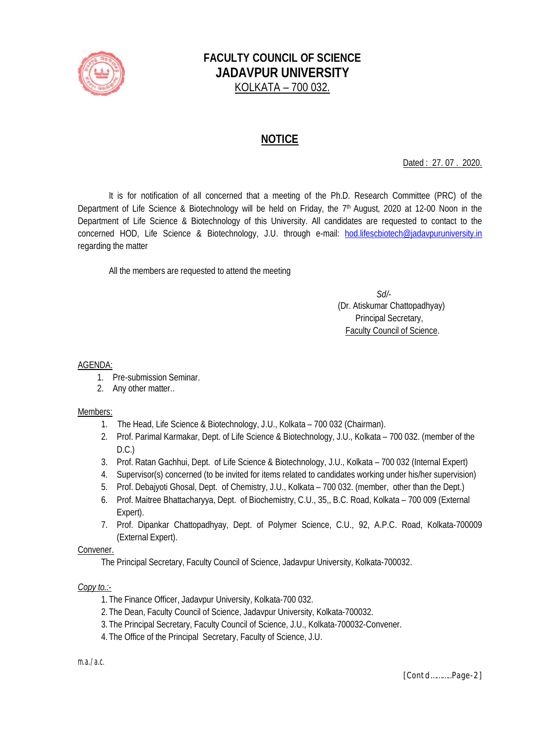# FACULTY COUNCIL OF SCIENCE
## JADAVPUR UNIVERSITY
KOLKATA – 700 032.

## NOTICE

Dated : 27. 07 . 2020.

It is for notification of all concerned that a meeting of the Ph.D. Research Committee (PRC) of the Department of Life Science & Biotechnology will be held on Friday, the 7th August, 2020 at 12-00 Noon in the Department of Life Science & Biotechnology of this University. All candidates are requested to contact to the concerned HOD, Life Science & Biotechnology, J.U. through e-mail: hod.lifescbiotech@jadavpuruniversity.in regarding the matter

All the members are requested to attend the meeting

*Sd/-*
(Dr. Atiskumar Chattopadhyay)
Principal Secretary,
Faculty Council of Science.

AGENDA:

1. Pre-submission Seminar.
2. Any other matter..

Members:

1. The Head, Life Science & Biotechnology, J.U., Kolkata – 700 032 (Chairman).
2. Prof. Parimal Karmakar, Dept. of Life Science & Biotechnology, J.U., Kolkata – 700 032. (member of the D.C.)
3. Prof. Ratan Gachhui, Dept. of Life Science & Biotechnology, J.U., Kolkata – 700 032 (Internal Expert)
4. Supervisor(s) concerned (to be invited for items related to candidates working under his/her supervision)
5. Prof. Debajyoti Ghosal, Dept. of Chemistry, J.U., Kolkata – 700 032. (member, other than the Dept.)
6. Prof. Maitree Bhattacharyya, Dept. of Biochemistry, C.U., 35,, B.C. Road, Kolkata – 700 009 (External Expert).
7. Prof. Dipankar Chattopadhyay, Dept. of Polymer Science, C.U., 92, A.P.C. Road, Kolkata-700009 (External Expert).

Convener.

The Principal Secretary, Faculty Council of Science, Jadavpur University, Kolkata-700032.

*Copy to.:-*

1. The Finance Officer, Jadavpur University, Kolkata-700 032.
2. The Dean, Faculty Council of Science, Jadavpur University, Kolkata-700032.
3. The Principal Secretary, Faculty Council of Science, J.U., Kolkata-700032-Convener.
4. The Office of the Principal Secretary, Faculty of Science, J.U.

m.a./a.c.

[Contd..........Page-2]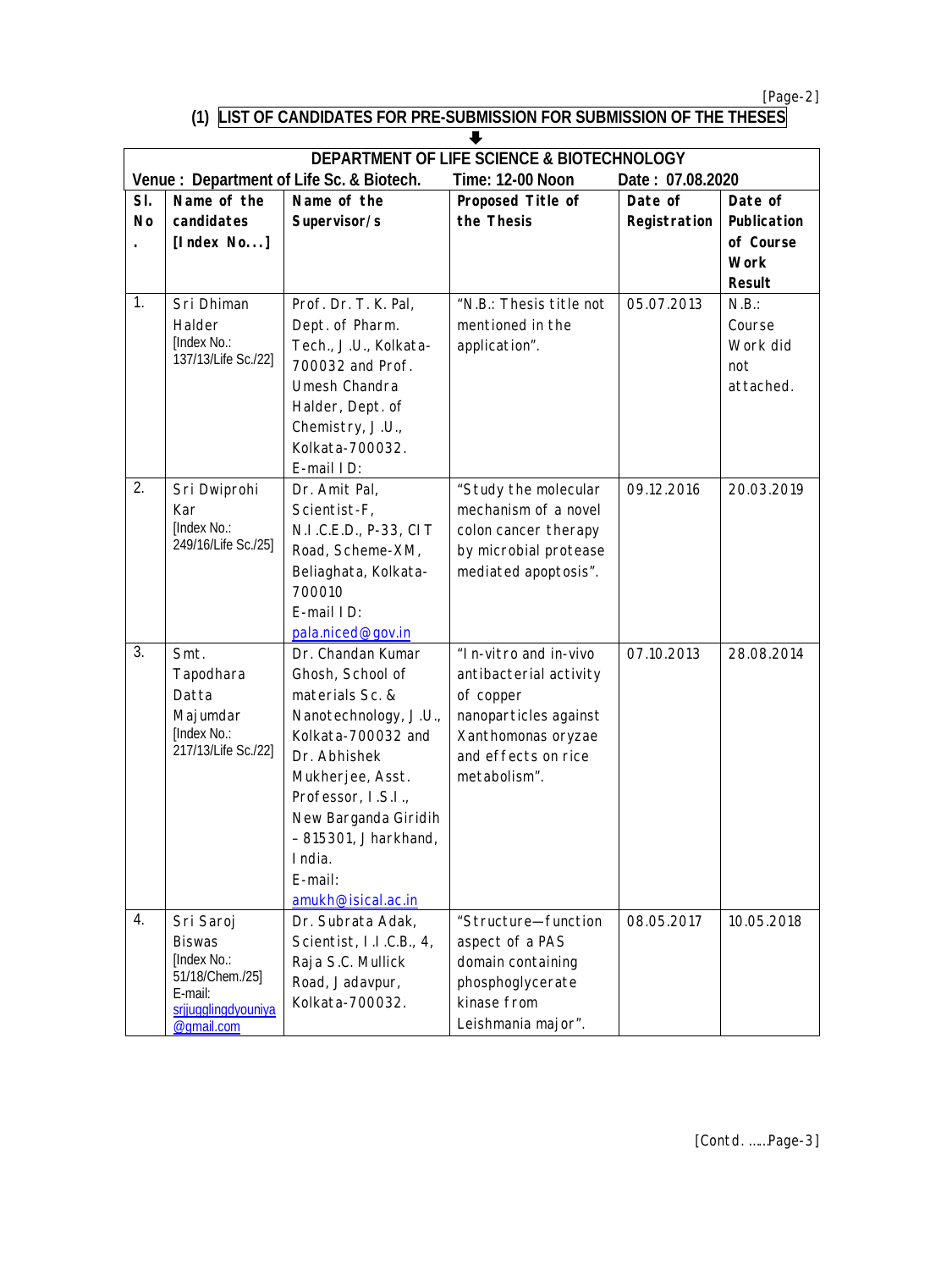## (1) LIST OF CANDIDATES FOR PRE-SUBMISSION FOR SUBMISSION OF THE THESES

⬇

| DEPARTMENT OF LIFE SCIENCE & BIOTECHNOLOGY | | | | | |
|---|---|---|---|---|---|
| Venue : Department of Life Sc. & Biotech. | | Time: 12-00 Noon | | Date : 07.08.2020 | |
| **Sl. No.** | **Name of the candidates [Index No...]** | **Name of the Supervisor/s** | **Proposed Title of the Thesis** | **Date of Registration** | **Date of Publication of Course Work Result** |
| 1. | Sri Dhiman Halder [Index No.: 137/13/Life Sc./22] | Prof. Dr. T. K. Pal, Dept. of Pharm. Tech., J.U., Kolkata-700032 and Prof. Umesh Chandra Halder, Dept. of Chemistry, J.U., Kolkata-700032. E-mail ID: | "N.B.: Thesis title not mentioned in the application". | 05.07.2013 | N.B.: Course Work did not attached. |
| 2. | Sri Dwiprohi Kar [Index No.: 249/16/Life Sc./25] | Dr. Amit Pal, Scientist-F, N.I.C.E.D., P-33, CIT Road, Scheme-XM, Beliaghata, Kolkata-700010 E-mail ID: pala.niced@gov.in | "Study the molecular mechanism of a novel colon cancer therapy by microbial protease mediated apoptosis". | 09.12.2016 | 20.03.2019 |
| 3. | Smt. Tapodhara Datta Majumdar [Index No.: 217/13/Life Sc./22] | Dr. Chandan Kumar Ghosh, School of materials Sc. & Nanotechnology, J.U., Kolkata-700032 and Dr. Abhishek Mukherjee, Asst. Professor, I.S.I., New Barganda Giridih – 815301, Jharkhand, India. E-mail: amukh@isical.ac.in | "In-vitro and in-vivo antibacterial activity of copper nanoparticles against Xanthomonas oryzae and effects on rice metabolism". | 07.10.2013 | 28.08.2014 |
| 4. | Sri Saroj Biswas [Index No.: 51/18/Chem./25] E-mail: srijugglingdyouniya@gmail.com | Dr. Subrata Adak, Scientist, I.I.C.B., 4, Raja S.C. Mullick Road, Jadavpur, Kolkata-700032. | "Structure—function aspect of a PAS domain containing phosphoglycerate kinase from Leishmania major". | 08.05.2017 | 10.05.2018 |

[Contd. .....Page-3]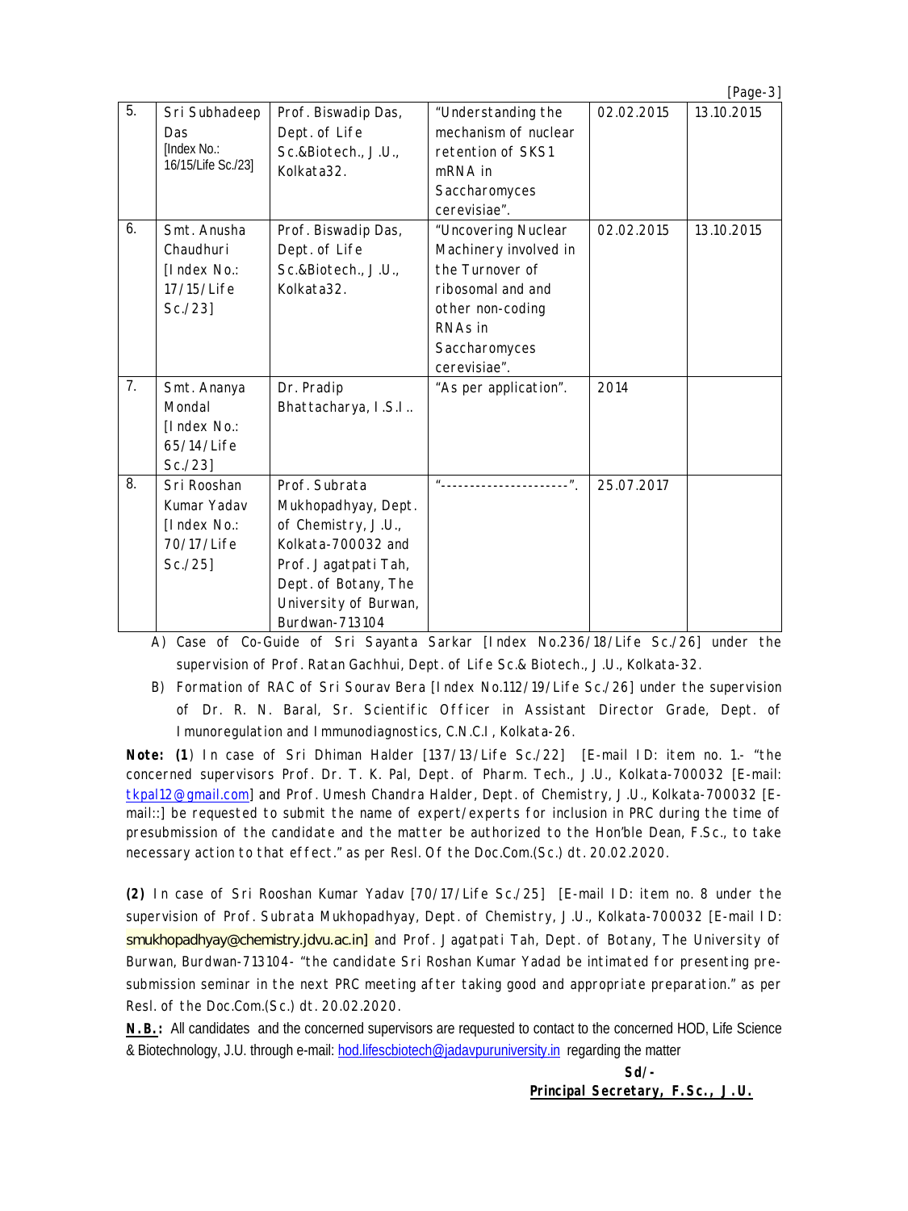| | | | | | |
|---|---|---|---|---|---|
| 5. | Sri Subhadeep Das [Index No.: 16/15/Life Sc./23] | Prof. Biswadip Das, Dept. of Life Sc.&Biotech., J.U., Kolkata32. | "Understanding the mechanism of nuclear retention of SKS1 mRNA in Saccharomyces cerevisiae". | 02.02.2015 | 13.10.2015 |
| 6. | Smt. Anusha Chaudhuri [Index No.: 17/15/Life Sc./23] | Prof. Biswadip Das, Dept. of Life Sc.&Biotech., J.U., Kolkata32. | "Uncovering Nuclear Machinery involved in the Turnover of ribosomal and and other non-coding RNAs in Saccharomyces cerevisiae". | 02.02.2015 | 13.10.2015 |
| 7. | Smt. Ananya Mondal [Index No.: 65/14/Life Sc./23] | Dr. Pradip Bhattacharya, I.S.I.. | "As per application". | 2014 | |
| 8. | Sri Rooshan Kumar Yadav [Index No.: 70/17/Life Sc./25] | Prof. Subrata Mukhopadhyay, Dept. of Chemistry, J.U., Kolkata-700032 and Prof. Jagatpati Tah, Dept. of Botany, The University of Burwan, Burdwan-713104 | "----------------------". | 25.07.2017 | |

A) Case of Co-Guide of Sri Sayanta Sarkar [Index No.236/18/Life Sc./26] under the supervision of Prof. Ratan Gachhui, Dept. of Life Sc.& Biotech., J.U., Kolkata-32.

B) Formation of RAC of Sri Sourav Bera [Index No.112/19/Life Sc./26] under the supervision of Dr. R. N. Baral, Sr. Scientific Officer in Assistant Director Grade, Dept. of Imunoregulation and Immunodiagnostics, C.N.C.I, Kolkata-26.

**Note: (1**) In case of Sri Dhiman Halder [137/13/Life Sc./22] [E-mail ID: item no. 1.- "the concerned supervisors Prof. Dr. T. K. Pal, Dept. of Pharm. Tech., J.U., Kolkata-700032 [E-mail: tkpal12@gmail.com] and Prof. Umesh Chandra Halder, Dept. of Chemistry, J.U., Kolkata-700032 [E-mail::] be requested to submit the name of expert/experts for inclusion in PRC during the time of presubmission of the candidate and the matter be authorized to the Hon'ble Dean, F.Sc., to take necessary action to that effect." as per Resl. Of the Doc.Com.(Sc.) dt. 20.02.2020.

**(2)** In case of Sri Rooshan Kumar Yadav [70/17/Life Sc./25] [E-mail ID: item no. 8 under the supervision of Prof. Subrata Mukhopadhyay, Dept. of Chemistry, J.U., Kolkata-700032 [E-mail ID: smukhopadhyay@chemistry.jdvu.ac.in] and Prof. Jagatpati Tah, Dept. of Botany, The University of Burwan, Burdwan-713104- "the candidate Sri Roshan Kumar Yadad be intimated for presenting pre-submission seminar in the next PRC meeting after taking good and appropriate preparation." as per Resl. of the Doc.Com.(Sc.) dt. 20.02.2020.

**N.B.:** All candidates and the concerned supervisors are requested to contact to the concerned HOD, Life Science & Biotechnology, J.U. through e-mail: hod.lifescbiotech@jadavpuruniversity.in regarding the matter

**Sd/-**

**Principal Secretary, F.Sc., J.U.**